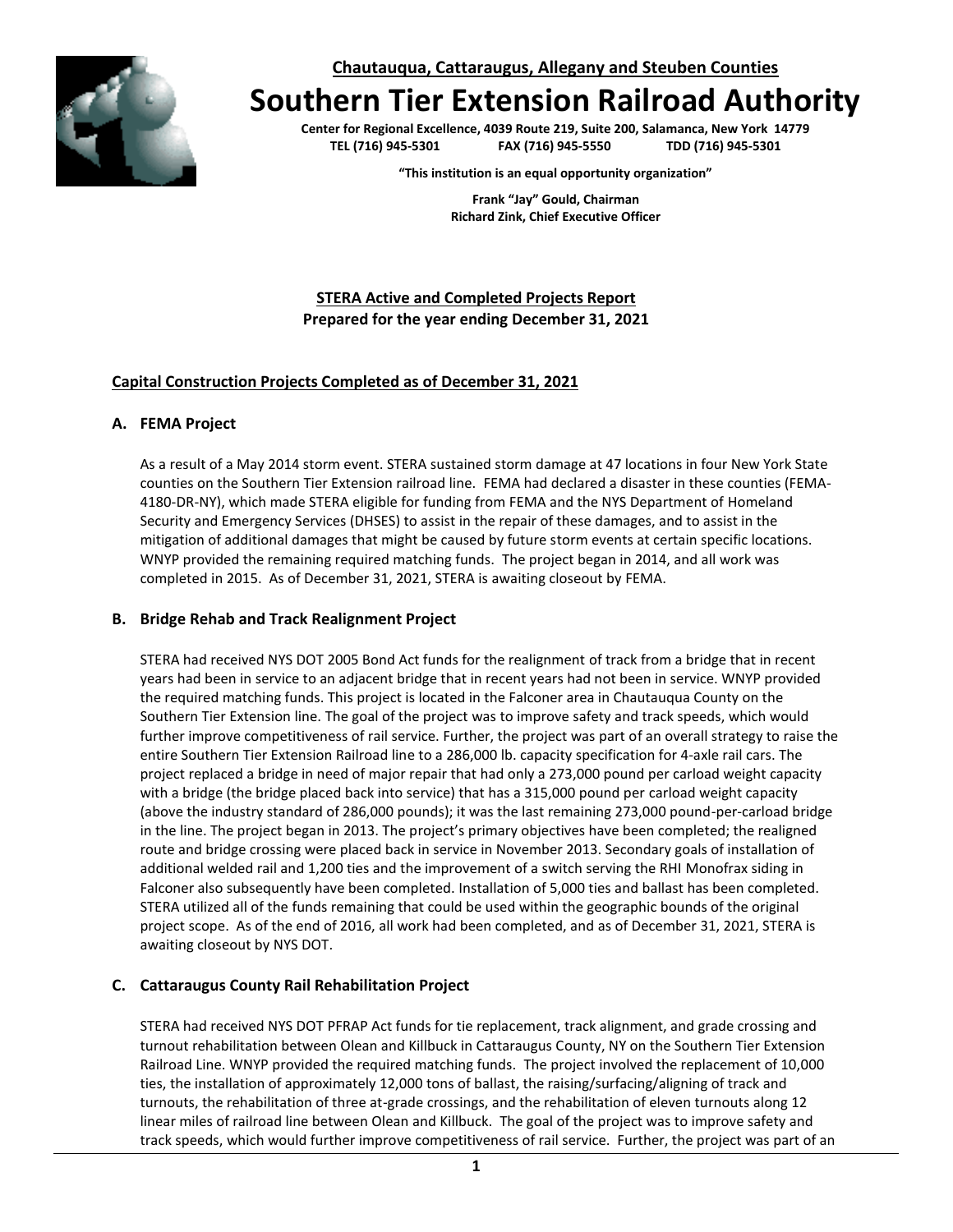**Chautauqua, Cattaraugus, Allegany and Steuben Counties**

# Southern Tier Extension Railroad Authority

**Center for Regional Excellence, 4039 Route 219, Suite 200, Salamanca, New York 14779**
**TEL (716) 945-5301 FAX (716) 945-5550 TDD (716) 945-5301**

**"This institution is an equal opportunity organization"**

**Frank "Jay" Gould, Chairman**
**Richard Zink, Chief Executive Officer**

**STERA Active and Completed Projects Report**
**Prepared for the year ending December 31, 2021**

## Capital Construction Projects Completed as of December 31, 2021

### A. FEMA Project

As a result of a May 2014 storm event. STERA sustained storm damage at 47 locations in four New York State counties on the Southern Tier Extension railroad line. FEMA had declared a disaster in these counties (FEMA-4180-DR-NY), which made STERA eligible for funding from FEMA and the NYS Department of Homeland Security and Emergency Services (DHSES) to assist in the repair of these damages, and to assist in the mitigation of additional damages that might be caused by future storm events at certain specific locations. WNYP provided the remaining required matching funds. The project began in 2014, and all work was completed in 2015. As of December 31, 2021, STERA is awaiting closeout by FEMA.

### B. Bridge Rehab and Track Realignment Project

STERA had received NYS DOT 2005 Bond Act funds for the realignment of track from a bridge that in recent years had been in service to an adjacent bridge that in recent years had not been in service. WNYP provided the required matching funds. This project is located in the Falconer area in Chautauqua County on the Southern Tier Extension line. The goal of the project was to improve safety and track speeds, which would further improve competitiveness of rail service. Further, the project was part of an overall strategy to raise the entire Southern Tier Extension Railroad line to a 286,000 lb. capacity specification for 4-axle rail cars. The project replaced a bridge in need of major repair that had only a 273,000 pound per carload weight capacity with a bridge (the bridge placed back into service) that has a 315,000 pound per carload weight capacity (above the industry standard of 286,000 pounds); it was the last remaining 273,000 pound-per-carload bridge in the line. The project began in 2013. The project's primary objectives have been completed; the realigned route and bridge crossing were placed back in service in November 2013. Secondary goals of installation of additional welded rail and 1,200 ties and the improvement of a switch serving the RHI Monofrax siding in Falconer also subsequently have been completed. Installation of 5,000 ties and ballast has been completed. STERA utilized all of the funds remaining that could be used within the geographic bounds of the original project scope. As of the end of 2016, all work had been completed, and as of December 31, 2021, STERA is awaiting closeout by NYS DOT.

### C. Cattaraugus County Rail Rehabilitation Project

STERA had received NYS DOT PFRAP Act funds for tie replacement, track alignment, and grade crossing and turnout rehabilitation between Olean and Killbuck in Cattaraugus County, NY on the Southern Tier Extension Railroad Line. WNYP provided the required matching funds. The project involved the replacement of 10,000 ties, the installation of approximately 12,000 tons of ballast, the raising/surfacing/aligning of track and turnouts, the rehabilitation of three at-grade crossings, and the rehabilitation of eleven turnouts along 12 linear miles of railroad line between Olean and Killbuck. The goal of the project was to improve safety and track speeds, which would further improve competitiveness of rail service. Further, the project was part of an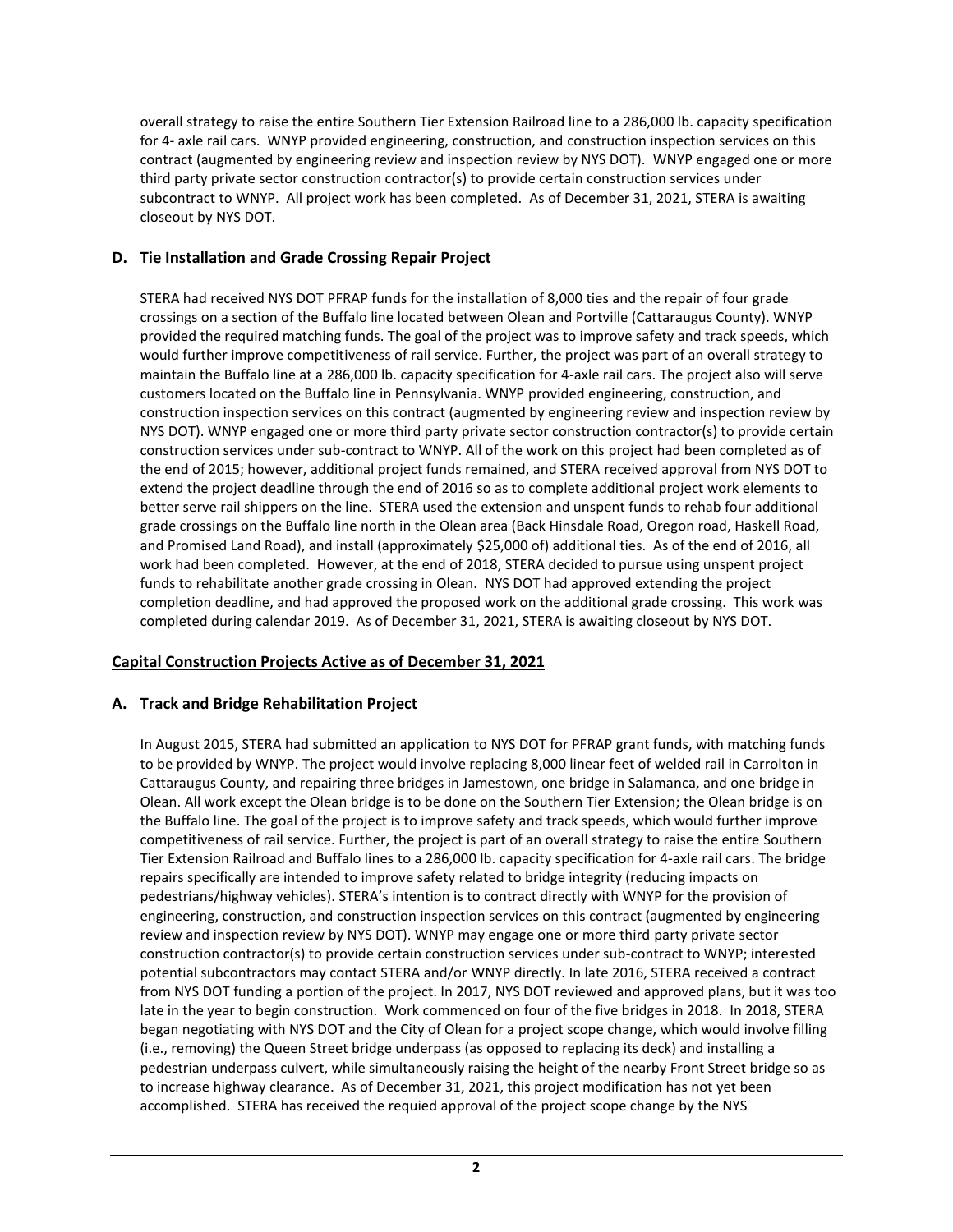overall strategy to raise the entire Southern Tier Extension Railroad line to a 286,000 lb. capacity specification for 4- axle rail cars. WNYP provided engineering, construction, and construction inspection services on this contract (augmented by engineering review and inspection review by NYS DOT). WNYP engaged one or more third party private sector construction contractor(s) to provide certain construction services under subcontract to WNYP. All project work has been completed. As of December 31, 2021, STERA is awaiting closeout by NYS DOT.

### D. Tie Installation and Grade Crossing Repair Project

STERA had received NYS DOT PFRAP funds for the installation of 8,000 ties and the repair of four grade crossings on a section of the Buffalo line located between Olean and Portville (Cattaraugus County). WNYP provided the required matching funds. The goal of the project was to improve safety and track speeds, which would further improve competitiveness of rail service. Further, the project was part of an overall strategy to maintain the Buffalo line at a 286,000 lb. capacity specification for 4-axle rail cars. The project also will serve customers located on the Buffalo line in Pennsylvania. WNYP provided engineering, construction, and construction inspection services on this contract (augmented by engineering review and inspection review by NYS DOT). WNYP engaged one or more third party private sector construction contractor(s) to provide certain construction services under sub-contract to WNYP. All of the work on this project had been completed as of the end of 2015; however, additional project funds remained, and STERA received approval from NYS DOT to extend the project deadline through the end of 2016 so as to complete additional project work elements to better serve rail shippers on the line. STERA used the extension and unspent funds to rehab four additional grade crossings on the Buffalo line north in the Olean area (Back Hinsdale Road, Oregon road, Haskell Road, and Promised Land Road), and install (approximately $25,000 of) additional ties. As of the end of 2016, all work had been completed. However, at the end of 2018, STERA decided to pursue using unspent project funds to rehabilitate another grade crossing in Olean. NYS DOT had approved extending the project completion deadline, and had approved the proposed work on the additional grade crossing. This work was completed during calendar 2019. As of December 31, 2021, STERA is awaiting closeout by NYS DOT.

## Capital Construction Projects Active as of December 31, 2021

### A. Track and Bridge Rehabilitation Project

In August 2015, STERA had submitted an application to NYS DOT for PFRAP grant funds, with matching funds to be provided by WNYP. The project would involve replacing 8,000 linear feet of welded rail in Carrolton in Cattaraugus County, and repairing three bridges in Jamestown, one bridge in Salamanca, and one bridge in Olean. All work except the Olean bridge is to be done on the Southern Tier Extension; the Olean bridge is on the Buffalo line. The goal of the project is to improve safety and track speeds, which would further improve competitiveness of rail service. Further, the project is part of an overall strategy to raise the entire Southern Tier Extension Railroad and Buffalo lines to a 286,000 lb. capacity specification for 4-axle rail cars. The bridge repairs specifically are intended to improve safety related to bridge integrity (reducing impacts on pedestrians/highway vehicles). STERA's intention is to contract directly with WNYP for the provision of engineering, construction, and construction inspection services on this contract (augmented by engineering review and inspection review by NYS DOT). WNYP may engage one or more third party private sector construction contractor(s) to provide certain construction services under sub-contract to WNYP; interested potential subcontractors may contact STERA and/or WNYP directly. In late 2016, STERA received a contract from NYS DOT funding a portion of the project. In 2017, NYS DOT reviewed and approved plans, but it was too late in the year to begin construction. Work commenced on four of the five bridges in 2018. In 2018, STERA began negotiating with NYS DOT and the City of Olean for a project scope change, which would involve filling (i.e., removing) the Queen Street bridge underpass (as opposed to replacing its deck) and installing a pedestrian underpass culvert, while simultaneously raising the height of the nearby Front Street bridge so as to increase highway clearance. As of December 31, 2021, this project modification has not yet been accomplished. STERA has received the requied approval of the project scope change by the NYS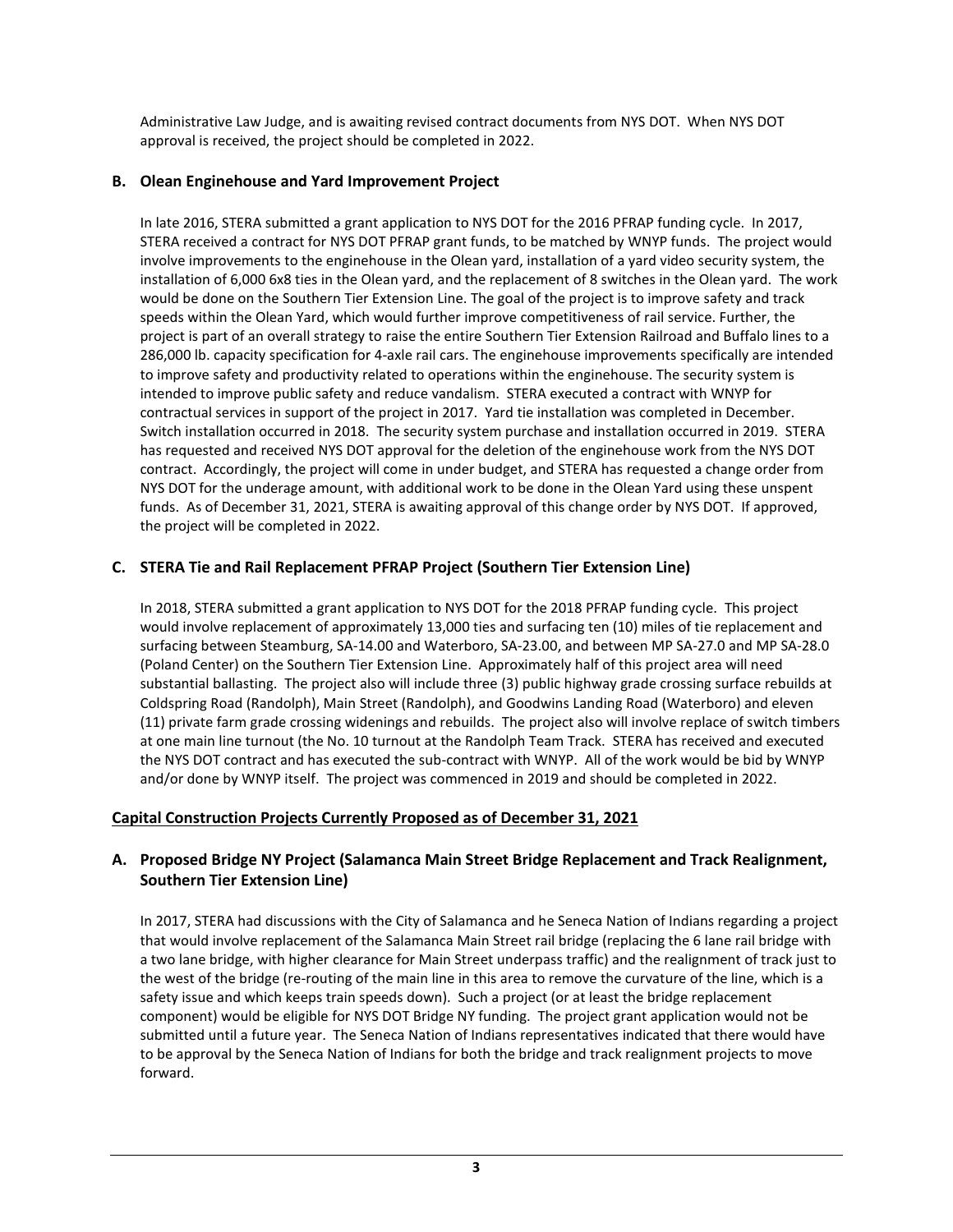Administrative Law Judge, and is awaiting revised contract documents from NYS DOT. When NYS DOT approval is received, the project should be completed in 2022.

### B. Olean Enginehouse and Yard Improvement Project

In late 2016, STERA submitted a grant application to NYS DOT for the 2016 PFRAP funding cycle. In 2017, STERA received a contract for NYS DOT PFRAP grant funds, to be matched by WNYP funds. The project would involve improvements to the enginehouse in the Olean yard, installation of a yard video security system, the installation of 6,000 6x8 ties in the Olean yard, and the replacement of 8 switches in the Olean yard. The work would be done on the Southern Tier Extension Line. The goal of the project is to improve safety and track speeds within the Olean Yard, which would further improve competitiveness of rail service. Further, the project is part of an overall strategy to raise the entire Southern Tier Extension Railroad and Buffalo lines to a 286,000 lb. capacity specification for 4-axle rail cars. The enginehouse improvements specifically are intended to improve safety and productivity related to operations within the enginehouse. The security system is intended to improve public safety and reduce vandalism. STERA executed a contract with WNYP for contractual services in support of the project in 2017. Yard tie installation was completed in December. Switch installation occurred in 2018. The security system purchase and installation occurred in 2019. STERA has requested and received NYS DOT approval for the deletion of the enginehouse work from the NYS DOT contract. Accordingly, the project will come in under budget, and STERA has requested a change order from NYS DOT for the underage amount, with additional work to be done in the Olean Yard using these unspent funds. As of December 31, 2021, STERA is awaiting approval of this change order by NYS DOT. If approved, the project will be completed in 2022.

### C. STERA Tie and Rail Replacement PFRAP Project (Southern Tier Extension Line)

In 2018, STERA submitted a grant application to NYS DOT for the 2018 PFRAP funding cycle. This project would involve replacement of approximately 13,000 ties and surfacing ten (10) miles of tie replacement and surfacing between Steamburg, SA-14.00 and Waterboro, SA-23.00, and between MP SA-27.0 and MP SA-28.0 (Poland Center) on the Southern Tier Extension Line. Approximately half of this project area will need substantial ballasting. The project also will include three (3) public highway grade crossing surface rebuilds at Coldspring Road (Randolph), Main Street (Randolph), and Goodwins Landing Road (Waterboro) and eleven (11) private farm grade crossing widenings and rebuilds. The project also will involve replace of switch timbers at one main line turnout (the No. 10 turnout at the Randolph Team Track. STERA has received and executed the NYS DOT contract and has executed the sub-contract with WNYP. All of the work would be bid by WNYP and/or done by WNYP itself. The project was commenced in 2019 and should be completed in 2022.

## Capital Construction Projects Currently Proposed as of December 31, 2021

### A. Proposed Bridge NY Project (Salamanca Main Street Bridge Replacement and Track Realignment, Southern Tier Extension Line)

In 2017, STERA had discussions with the City of Salamanca and he Seneca Nation of Indians regarding a project that would involve replacement of the Salamanca Main Street rail bridge (replacing the 6 lane rail bridge with a two lane bridge, with higher clearance for Main Street underpass traffic) and the realignment of track just to the west of the bridge (re-routing of the main line in this area to remove the curvature of the line, which is a safety issue and which keeps train speeds down). Such a project (or at least the bridge replacement component) would be eligible for NYS DOT Bridge NY funding. The project grant application would not be submitted until a future year. The Seneca Nation of Indians representatives indicated that there would have to be approval by the Seneca Nation of Indians for both the bridge and track realignment projects to move forward.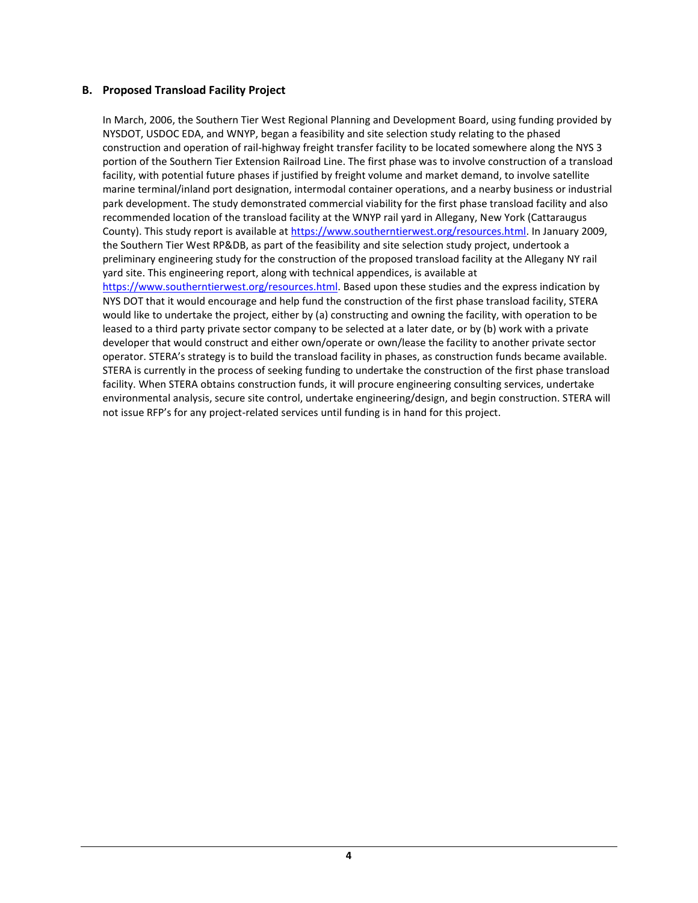## B. Proposed Transload Facility Project

In March, 2006, the Southern Tier West Regional Planning and Development Board, using funding provided by NYSDOT, USDOC EDA, and WNYP, began a feasibility and site selection study relating to the phased construction and operation of rail-highway freight transfer facility to be located somewhere along the NYS 3 portion of the Southern Tier Extension Railroad Line. The first phase was to involve construction of a transload facility, with potential future phases if justified by freight volume and market demand, to involve satellite marine terminal/inland port designation, intermodal container operations, and a nearby business or industrial park development. The study demonstrated commercial viability for the first phase transload facility and also recommended location of the transload facility at the WNYP rail yard in Allegany, New York (Cattaraugus County). This study report is available at https://www.southerntierwest.org/resources.html. In January 2009, the Southern Tier West RP&DB, as part of the feasibility and site selection study project, undertook a preliminary engineering study for the construction of the proposed transload facility at the Allegany NY rail yard site. This engineering report, along with technical appendices, is available at https://www.southerntierwest.org/resources.html. Based upon these studies and the express indication by NYS DOT that it would encourage and help fund the construction of the first phase transload facility, STERA would like to undertake the project, either by (a) constructing and owning the facility, with operation to be leased to a third party private sector company to be selected at a later date, or by (b) work with a private developer that would construct and either own/operate or own/lease the facility to another private sector operator. STERA's strategy is to build the transload facility in phases, as construction funds became available. STERA is currently in the process of seeking funding to undertake the construction of the first phase transload facility. When STERA obtains construction funds, it will procure engineering consulting services, undertake environmental analysis, secure site control, undertake engineering/design, and begin construction. STERA will not issue RFP's for any project-related services until funding is in hand for this project.